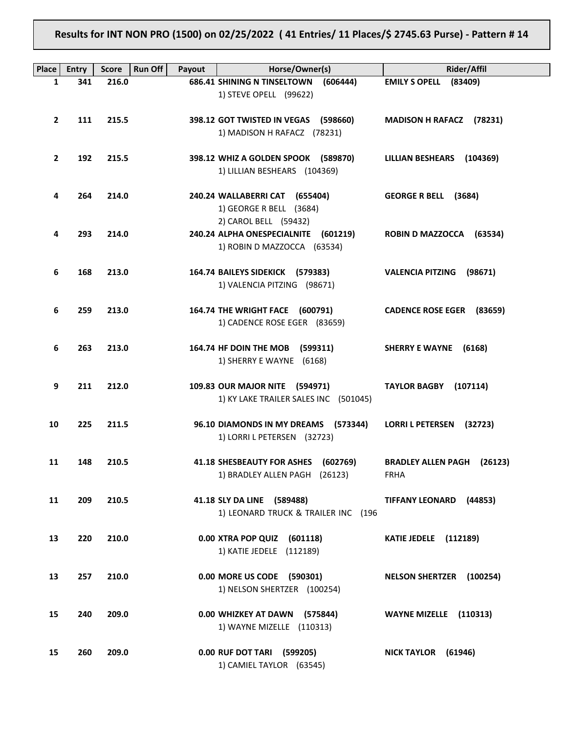**Results for INT NON PRO (1500) on 02/25/2022 ( 41 Entries/ 11 Places/$ 2745.63 Purse) - Pattern # 14**

| Place | Entry | Score | Run Off | Payout | Horse/Owner(s) | Rider/Affil |
|---|---|---|---|---|---|---|
| 1 | 341 | 216.0 | | 686.41 | **SHINING N TINSELTOWN (606444)**<br>1) STEVE OPELL (99622) | **EMILY S OPELL (83409)** |
| 2 | 111 | 215.5 | | 398.12 | **GOT TWISTED IN VEGAS (598660)**<br>1) MADISON H RAFACZ (78231) | **MADISON H RAFACZ (78231)** |
| 2 | 192 | 215.5 | | 398.12 | **WHIZ A GOLDEN SPOOK (589870)**<br>1) LILLIAN BESHEARS (104369) | **LILLIAN BESHEARS (104369)** |
| 4 | 264 | 214.0 | | 240.24 | **WALLABERRI CAT (655404)**<br>1) GEORGE R BELL (3684)<br>2) CAROL BELL (59432) | **GEORGE R BELL (3684)** |
| 4 | 293 | 214.0 | | 240.24 | **ALPHA ONESPECIALNITE (601219)**<br>1) ROBIN D MAZZOCCA (63534) | **ROBIN D MAZZOCCA (63534)** |
| 6 | 168 | 213.0 | | 164.74 | **BAILEYS SIDEKICK (579383)**<br>1) VALENCIA PITZING (98671) | **VALENCIA PITZING (98671)** |
| 6 | 259 | 213.0 | | 164.74 | **THE WRIGHT FACE (600791)**<br>1) CADENCE ROSE EGER (83659) | **CADENCE ROSE EGER (83659)** |
| 6 | 263 | 213.0 | | 164.74 | **HF DOIN THE MOB (599311)**<br>1) SHERRY E WAYNE (6168) | **SHERRY E WAYNE (6168)** |
| 9 | 211 | 212.0 | | 109.83 | **OUR MAJOR NITE (594971)**<br>1) KY LAKE TRAILER SALES INC (501045) | **TAYLOR BAGBY (107114)** |
| 10 | 225 | 211.5 | | 96.10 | **DIAMONDS IN MY DREAMS (573344)**<br>1) LORRI L PETERSEN (32723) | **LORRI L PETERSEN (32723)** |
| 11 | 148 | 210.5 | | 41.18 | **SHESBEAUTY FOR ASHES (602769)**<br>1) BRADLEY ALLEN PAGH (26123) | **BRADLEY ALLEN PAGH (26123)**<br>FRHA |
| 11 | 209 | 210.5 | | 41.18 | **SLY DA LINE (589488)**<br>1) LEONARD TRUCK & TRAILER INC (196 | **TIFFANY LEONARD (44853)** |
| 13 | 220 | 210.0 | | 0.00 | **XTRA POP QUIZ (601118)**<br>1) KATIE JEDELE (112189) | **KATIE JEDELE (112189)** |
| 13 | 257 | 210.0 | | 0.00 | **MORE US CODE (590301)**<br>1) NELSON SHERTZER (100254) | **NELSON SHERTZER (100254)** |
| 15 | 240 | 209.0 | | 0.00 | **WHIZKEY AT DAWN (575844)**<br>1) WAYNE MIZELLE (110313) | **WAYNE MIZELLE (110313)** |
| 15 | 260 | 209.0 | | 0.00 | **RUF DOT TARI (599205)**<br>1) CAMIEL TAYLOR (63545) | **NICK TAYLOR (61946)** |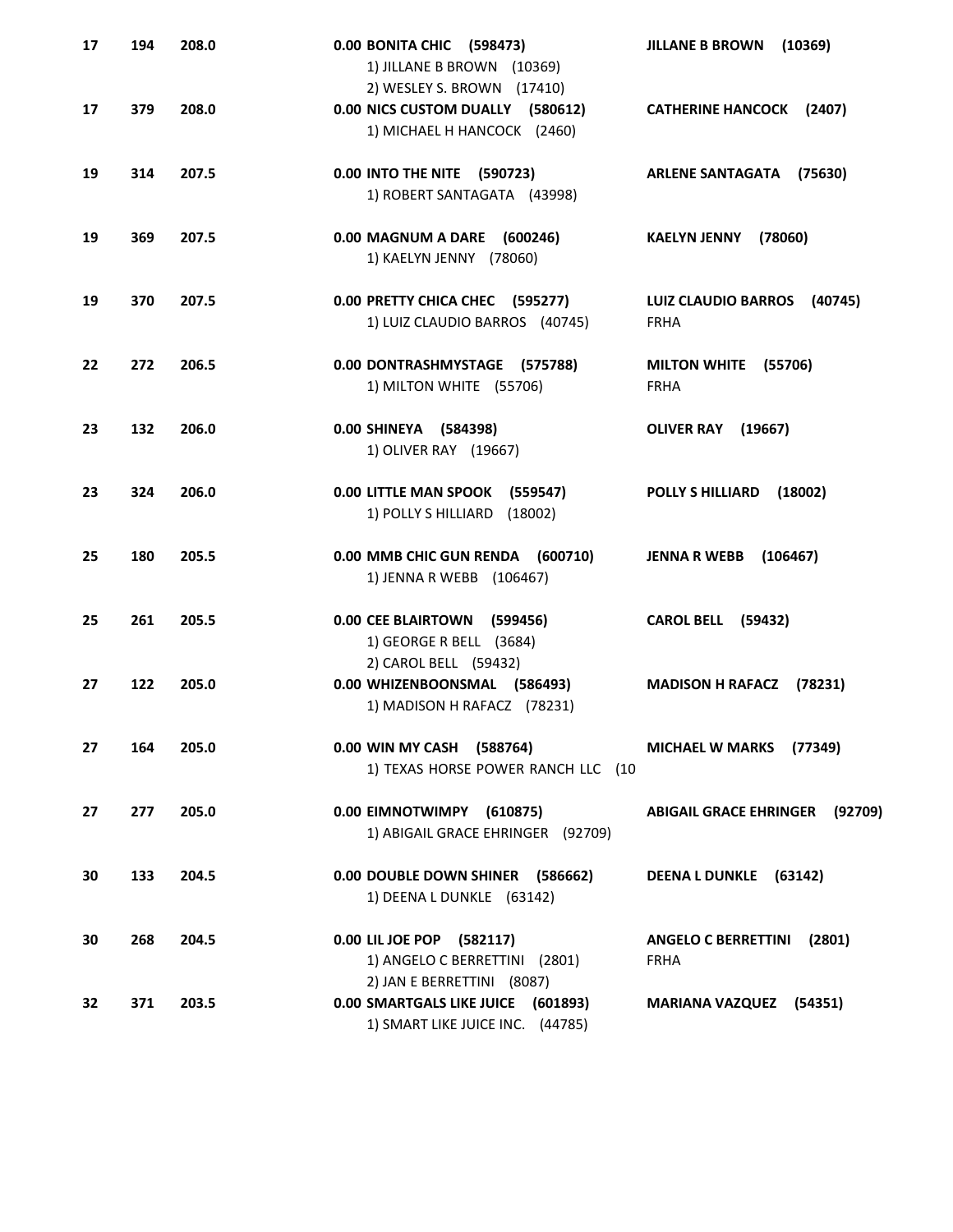| | | | | |
|---|---|---|---|---|
| 17 | 194 | 208.0 | 0.00 **BONITA CHIC (598473)**<br>1) JILLANE B BROWN (10369)<br>2) WESLEY S. BROWN (17410) | **JILLANE B BROWN (10369)** |
| 17 | 379 | 208.0 | 0.00 **NICS CUSTOM DUALLY (580612)**<br>1) MICHAEL H HANCOCK (2460) | **CATHERINE HANCOCK (2407)** |
| 19 | 314 | 207.5 | 0.00 **INTO THE NITE (590723)**<br>1) ROBERT SANTAGATA (43998) | **ARLENE SANTAGATA (75630)** |
| 19 | 369 | 207.5 | 0.00 **MAGNUM A DARE (600246)**<br>1) KAELYN JENNY (78060) | **KAELYN JENNY (78060)** |
| 19 | 370 | 207.5 | 0.00 **PRETTY CHICA CHEC (595277)**<br>1) LUIZ CLAUDIO BARROS (40745) | **LUIZ CLAUDIO BARROS (40745)**<br>FRHA |
| 22 | 272 | 206.5 | 0.00 **DONTRASHMYSTAGE (575788)**<br>1) MILTON WHITE (55706) | **MILTON WHITE (55706)**<br>FRHA |
| 23 | 132 | 206.0 | 0.00 **SHINEYA (584398)**<br>1) OLIVER RAY (19667) | **OLIVER RAY (19667)** |
| 23 | 324 | 206.0 | 0.00 **LITTLE MAN SPOOK (559547)**<br>1) POLLY S HILLIARD (18002) | **POLLY S HILLIARD (18002)** |
| 25 | 180 | 205.5 | 0.00 **MMB CHIC GUN RENDA (600710)**<br>1) JENNA R WEBB (106467) | **JENNA R WEBB (106467)** |
| 25 | 261 | 205.5 | 0.00 **CEE BLAIRTOWN (599456)**<br>1) GEORGE R BELL (3684)<br>2) CAROL BELL (59432) | **CAROL BELL (59432)** |
| 27 | 122 | 205.0 | 0.00 **WHIZENBOONSMAL (586493)**<br>1) MADISON H RAFACZ (78231) | **MADISON H RAFACZ (78231)** |
| 27 | 164 | 205.0 | 0.00 **WIN MY CASH (588764)**<br>1) TEXAS HORSE POWER RANCH LLC (10 | **MICHAEL W MARKS (77349)** |
| 27 | 277 | 205.0 | 0.00 **EIMNOTWIMPY (610875)**<br>1) ABIGAIL GRACE EHRINGER (92709) | **ABIGAIL GRACE EHRINGER (92709)** |
| 30 | 133 | 204.5 | 0.00 **DOUBLE DOWN SHINER (586662)**<br>1) DEENA L DUNKLE (63142) | **DEENA L DUNKLE (63142)** |
| 30 | 268 | 204.5 | 0.00 **LIL JOE POP (582117)**<br>1) ANGELO C BERRETTINI (2801)<br>2) JAN E BERRETTINI (8087) | **ANGELO C BERRETTINI (2801)**<br>FRHA |
| 32 | 371 | 203.5 | 0.00 **SMARTGALS LIKE JUICE (601893)**<br>1) SMART LIKE JUICE INC. (44785) | **MARIANA VAZQUEZ (54351)** |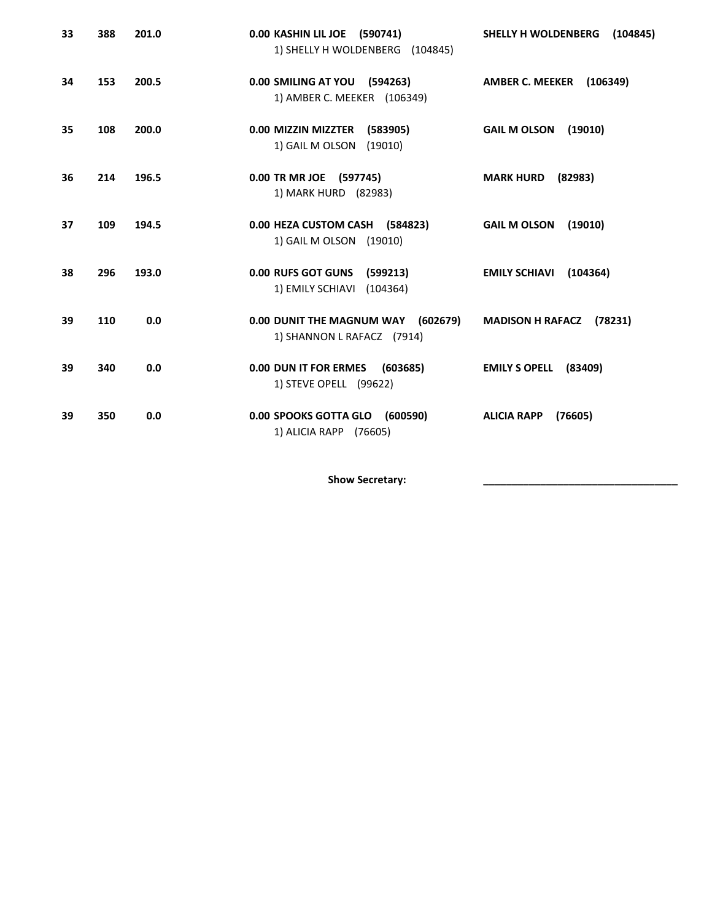| Place | Back # | Score | Earnings / Horse / Owner | Rider |
|---|---|---|---|---|
| **33** | **388** | **201.0** | **0.00 KASHIN LIL JOE (590741)**<br>1) SHELLY H WOLDENBERG (104845) | **SHELLY H WOLDENBERG (104845)** |
| **34** | **153** | **200.5** | **0.00 SMILING AT YOU (594263)**<br>1) AMBER C. MEEKER (106349) | **AMBER C. MEEKER (106349)** |
| **35** | **108** | **200.0** | **0.00 MIZZIN MIZZTER (583905)**<br>1) GAIL M OLSON (19010) | **GAIL M OLSON (19010)** |
| **36** | **214** | **196.5** | **0.00 TR MR JOE (597745)**<br>1) MARK HURD (82983) | **MARK HURD (82983)** |
| **37** | **109** | **194.5** | **0.00 HEZA CUSTOM CASH (584823)**<br>1) GAIL M OLSON (19010) | **GAIL M OLSON (19010)** |
| **38** | **296** | **193.0** | **0.00 RUFS GOT GUNS (599213)**<br>1) EMILY SCHIAVI (104364) | **EMILY SCHIAVI (104364)** |
| **39** | **110** | **0.0** | **0.00 DUNIT THE MAGNUM WAY (602679)**<br>1) SHANNON L RAFACZ (7914) | **MADISON H RAFACZ (78231)** |
| **39** | **340** | **0.0** | **0.00 DUN IT FOR ERMES (603685)**<br>1) STEVE OPELL (99622) | **EMILY S OPELL (83409)** |
| **39** | **350** | **0.0** | **0.00 SPOOKS GOTTA GLO (600590)**<br>1) ALICIA RAPP (76605) | **ALICIA RAPP (76605)** |

**Show Secretary:** ___________________________________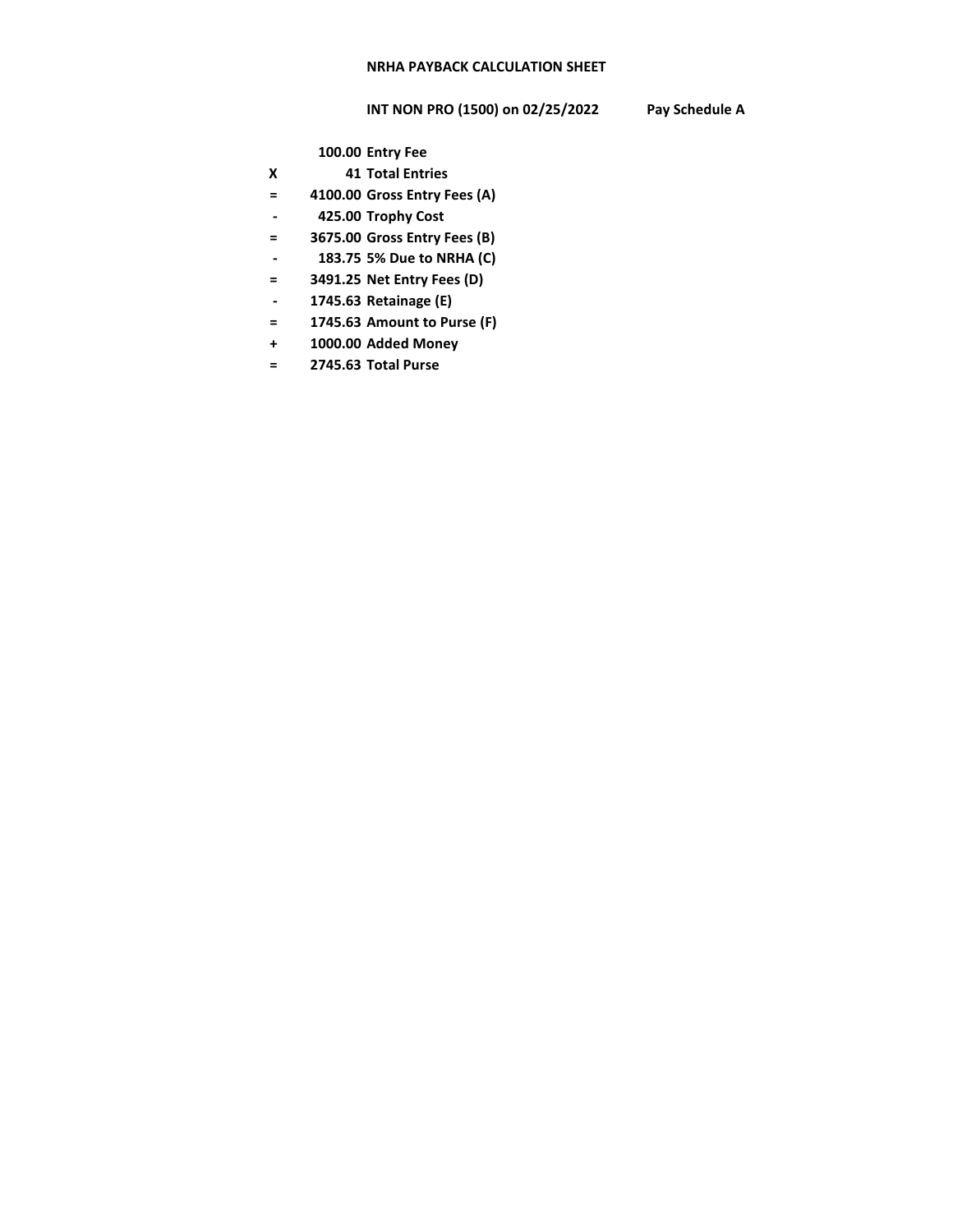**NRHA PAYBACK CALCULATION SHEET**

**INT NON PRO (1500) on 02/25/2022** **Pay Schedule A**

| | | |
|---|---|---|
| | 100.00 | Entry Fee |
| X | 41 | Total Entries |
| = | 4100.00 | Gross Entry Fees (A) |
| - | 425.00 | Trophy Cost |
| = | 3675.00 | Gross Entry Fees (B) |
| - | 183.75 | 5% Due to NRHA (C) |
| = | 3491.25 | Net Entry Fees (D) |
| - | 1745.63 | Retainage (E) |
| = | 1745.63 | Amount to Purse (F) |
| + | 1000.00 | Added Money |
| = | 2745.63 | Total Purse |